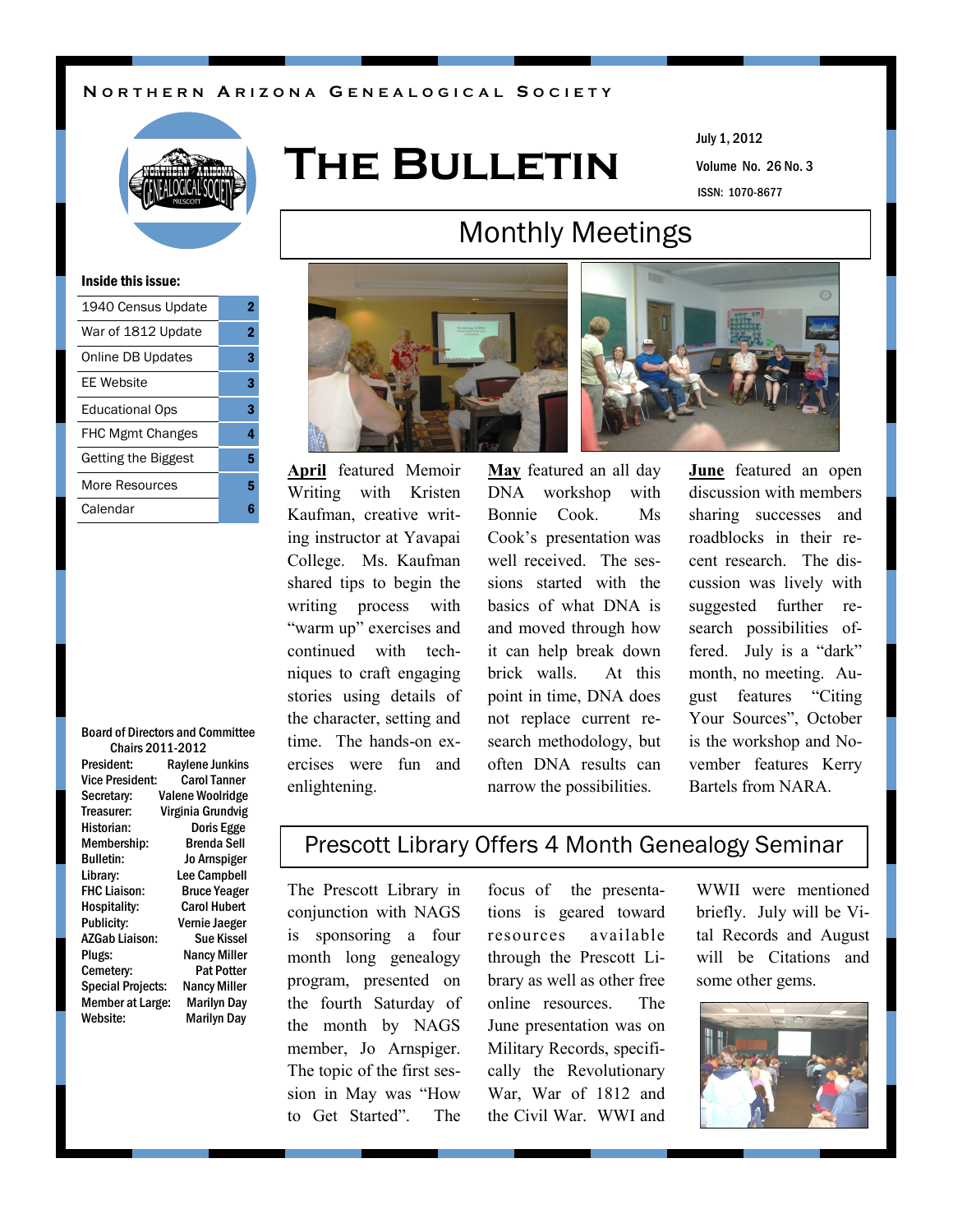# Northern Arizona Genealogical Society

# The Bulletin

July 1, 2012

Volume No. 26 No. 3

ISSN: 1070-8677

**Inside this issue:**

| | |
|---|---|
| 1940 Census Update | 2 |
| War of 1812 Update | 2 |
| Online DB Updates | 3 |
| EE Website | 3 |
| Educational Ops | 3 |
| FHC Mgmt Changes | 4 |
| Getting the Biggest | 5 |
| More Resources | 5 |
| Calendar | 6 |

**Board of Directors and Committee Chairs 2011-2012**

| | |
|---|---|
| President: | Raylene Junkins |
| Vice President: | Carol Tanner |
| Secretary: | Valene Woolridge |
| Treasurer: | Virginia Grundvig |
| Historian: | Doris Egge |
| Membership: | Brenda Sell |
| Bulletin: | Jo Arnspiger |
| Library: | Lee Campbell |
| FHC Liaison: | Bruce Yeager |
| Hospitality: | Carol Hubert |
| Publicity: | Vernie Jaeger |
| AZGab Liaison: | Sue Kissel |
| Plugs: | Nancy Miller |
| Cemetery: | Pat Potter |
| Special Projects: | Nancy Miller |
| Member at Large: | Marilyn Day |
| Website: | Marilyn Day |

## Monthly Meetings

**April** featured Memoir Writing with Kristen Kaufman, creative writing instructor at Yavapai College. Ms. Kaufman shared tips to begin the writing process with "warm up" exercises and continued with techniques to craft engaging stories using details of the character, setting and time. The hands-on exercises were fun and enlightening.

**May** featured an all day DNA workshop with Bonnie Cook. Ms Cook's presentation was well received. The sessions started with the basics of what DNA is and moved through how it can help break down brick walls. At this point in time, DNA does not replace current research methodology, but often DNA results can narrow the possibilities.

**June** featured an open discussion with members sharing successes and roadblocks in their recent research. The discussion was lively with suggested further research possibilities offered. July is a "dark" month, no meeting. August features "Citing Your Sources", October is the workshop and November features Kerry Bartels from NARA.

## Prescott Library Offers 4 Month Genealogy Seminar

The Prescott Library in conjunction with NAGS is sponsoring a four month long genealogy program, presented on the fourth Saturday of the month by NAGS member, Jo Arnspiger. The topic of the first session in May was "How to Get Started". The focus of the presentations is geared toward resources available through the Prescott Library as well as other free online resources. The June presentation was on Military Records, specifically the Revolutionary War, War of 1812 and the Civil War. WWI and WWII were mentioned briefly. July will be Vital Records and August will be Citations and some other gems.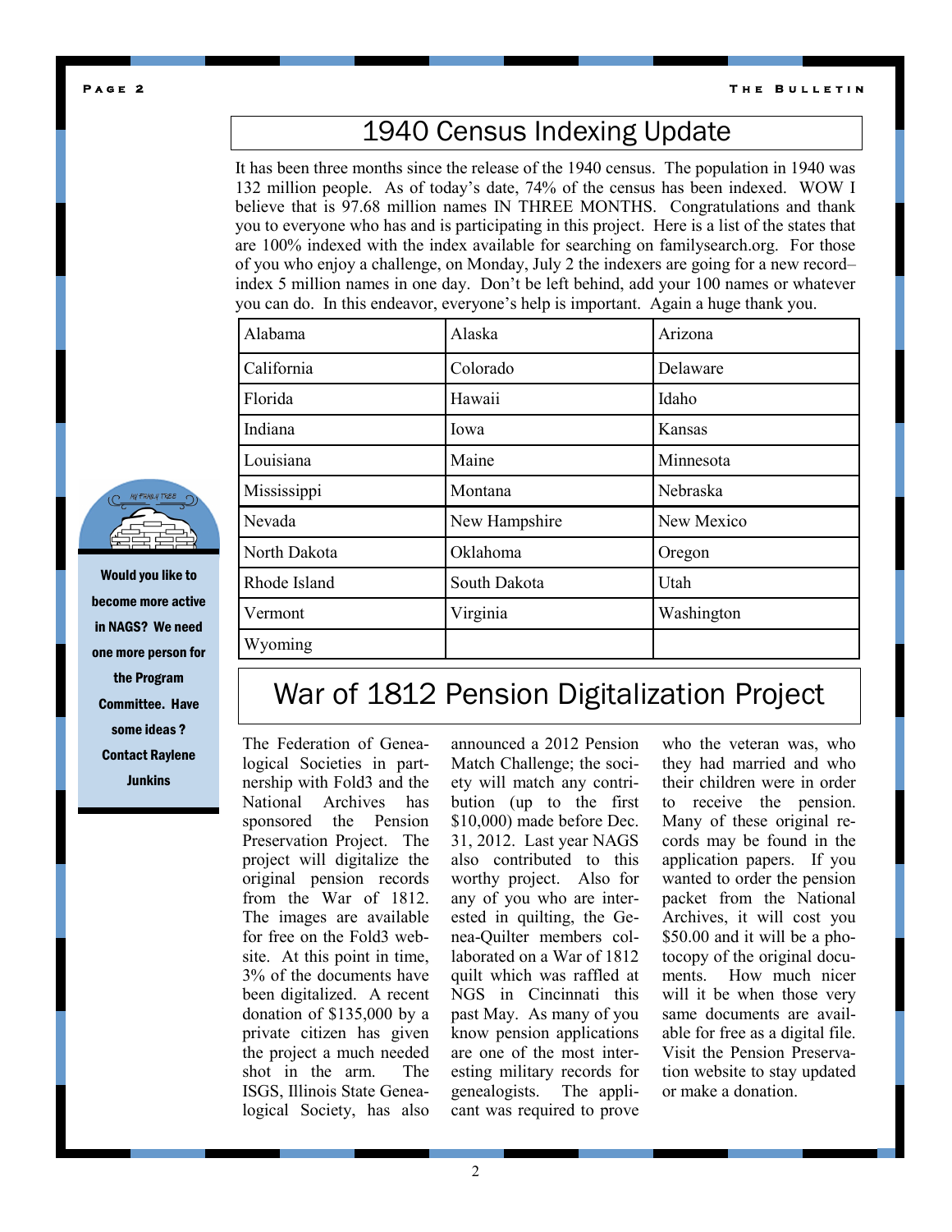## 1940 Census Indexing Update

It has been three months since the release of the 1940 census. The population in 1940 was 132 million people. As of today's date, 74% of the census has been indexed. WOW I believe that is 97.68 million names IN THREE MONTHS. Congratulations and thank you to everyone who has and is participating in this project. Here is a list of the states that are 100% indexed with the index available for searching on familysearch.org. For those of you who enjoy a challenge, on Monday, July 2 the indexers are going for a new record– index 5 million names in one day. Don't be left behind, add your 100 names or whatever you can do. In this endeavor, everyone's help is important. Again a huge thank you.

| Alabama | Alaska | Arizona |
|---|---|---|
| California | Colorado | Delaware |
| Florida | Hawaii | Idaho |
| Indiana | Iowa | Kansas |
| Louisiana | Maine | Minnesota |
| Mississippi | Montana | Nebraska |
| Nevada | New Hampshire | New Mexico |
| North Dakota | Oklahoma | Oregon |
| Rhode Island | South Dakota | Utah |
| Vermont | Virginia | Washington |
| Wyoming | | |

**Would you like to become more active in NAGS? We need one more person for the Program Committee. Have some ideas ? Contact Raylene Junkins**

## War of 1812 Pension Digitalization Project

The Federation of Genealogical Societies in partnership with Fold3 and the National Archives has sponsored the Pension Preservation Project. The project will digitalize the original pension records from the War of 1812. The images are available for free on the Fold3 website. At this point in time, 3% of the documents have been digitalized. A recent donation of $135,000 by a private citizen has given the project a much needed shot in the arm. The ISGS, Illinois State Genealogical Society, has also announced a 2012 Pension Match Challenge; the society will match any contribution (up to the first $10,000) made before Dec. 31, 2012. Last year NAGS also contributed to this worthy project. Also for any of you who are interested in quilting, the Genea-Quilter members collaborated on a War of 1812 quilt which was raffled at NGS in Cincinnati this past May. As many of you know pension applications are one of the most interesting military records for genealogists. The applicant was required to prove who the veteran was, who they had married and who their children were in order to receive the pension. Many of these original records may be found in the application papers. If you wanted to order the pension packet from the National Archives, it will cost you $50.00 and it will be a photocopy of the original documents. How much nicer will it be when those very same documents are available for free as a digital file. Visit the Pension Preservation website to stay updated or make a donation.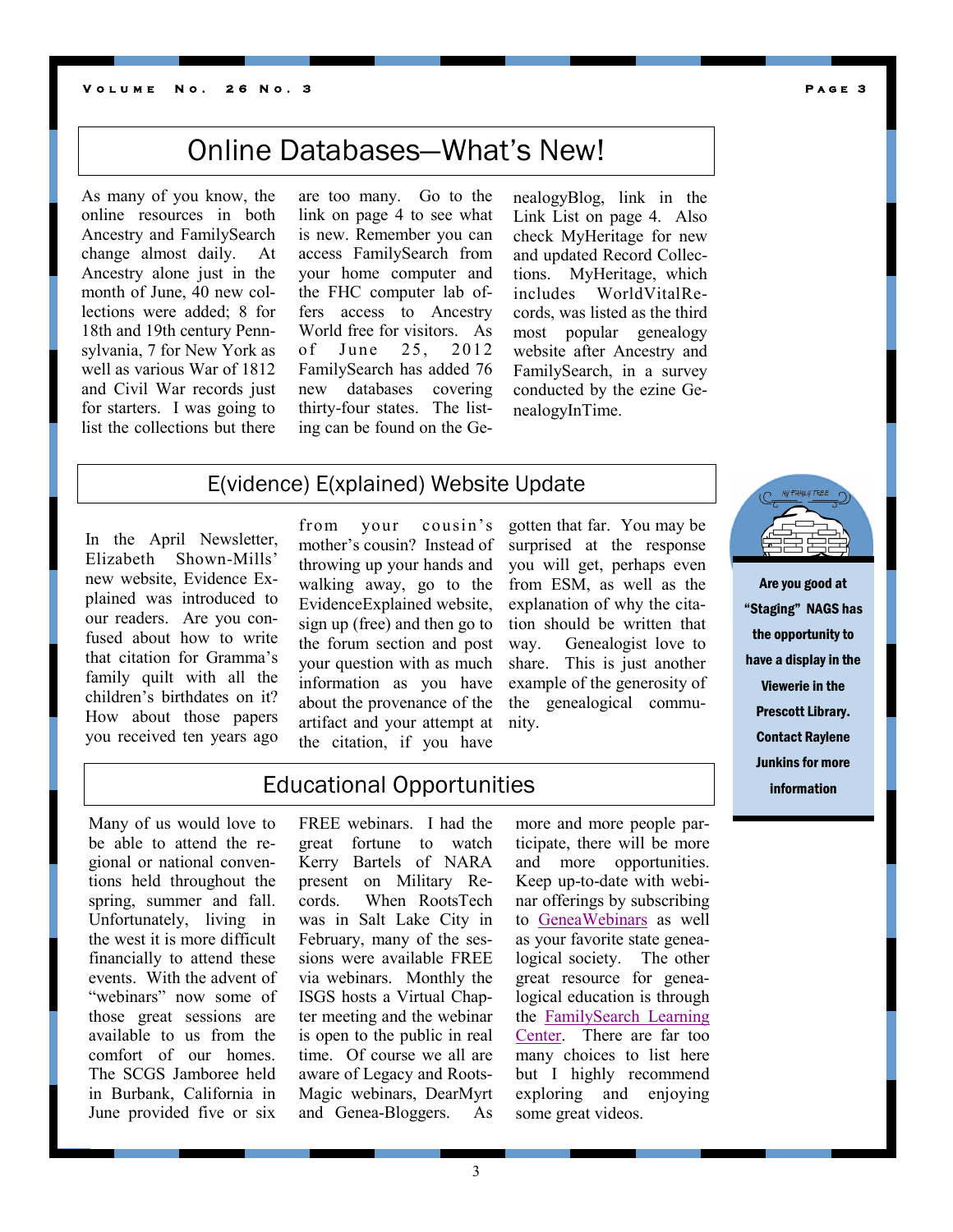## Online Databases—What's New!

As many of you know, the online resources in both Ancestry and FamilySearch change almost daily. At Ancestry alone just in the month of June, 40 new collections were added; 8 for 18th and 19th century Pennsylvania, 7 for New York as well as various War of 1812 and Civil War records just for starters. I was going to list the collections but there are too many. Go to the link on page 4 to see what is new. Remember you can access FamilySearch from your home computer and the FHC computer lab offers access to Ancestry World free for visitors. As of June 25, 2012 FamilySearch has added 76 new databases covering thirty-four states. The listing can be found on the GenealogyBlog, link in the Link List on page 4. Also check MyHeritage for new and updated Record Collections. MyHeritage, which includes WorldVitalRecords, was listed as the third most popular genealogy website after Ancestry and FamilySearch, in a survey conducted by the ezine GenealogyInTime.

## E(vidence) E(xplained) Website Update

In the April Newsletter, Elizabeth Shown-Mills' new website, Evidence Explained was introduced to our readers. Are you confused about how to write that citation for Gramma's family quilt with all the children's birthdates on it? How about those papers you received ten years ago from your cousin's mother's cousin? Instead of throwing up your hands and walking away, go to the EvidenceExplained website, sign up (free) and then go to the forum section and post your question with as much information as you have about the provenance of the artifact and your attempt at the citation, if you have gotten that far. You may be surprised at the response you will get, perhaps even from ESM, as well as the explanation of why the citation should be written that way. Genealogist love to share. This is just another example of the generosity of the genealogical community.

**Are you good at "Staging" NAGS has the opportunity to have a display in the Viewerie in the Prescott Library. Contact Raylene Junkins for more information**

## Educational Opportunities

Many of us would love to be able to attend the regional or national conventions held throughout the spring, summer and fall. Unfortunately, living in the west it is more difficult financially to attend these events. With the advent of "webinars" now some of those great sessions are available to us from the comfort of our homes. The SCGS Jamboree held in Burbank, California in June provided five or six FREE webinars. I had the great fortune to watch Kerry Bartels of NARA present on Military Records. When RootsTech was in Salt Lake City in February, many of the sessions were available FREE via webinars. Monthly the ISGS hosts a Virtual Chapter meeting and the webinar is open to the public in real time. Of course we all are aware of Legacy and RootsMagic webinars, DearMyrt and Genea-Bloggers. As more and more people participate, there will be more and more opportunities. Keep up-to-date with webinar offerings by subscribing to GeneaWebinars as well as your favorite state genealogical society. The other great resource for genealogical education is through the FamilySearch Learning Center. There are far too many choices to list here but I highly recommend exploring and enjoying some great videos.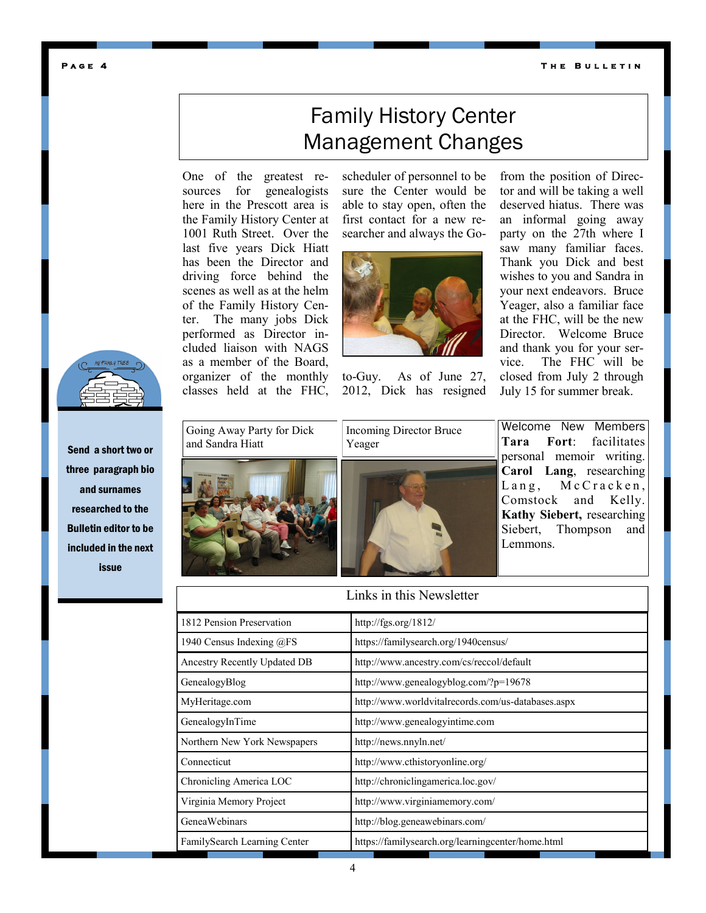# Family History Center Management Changes

One of the greatest resources for genealogists here in the Prescott area is the Family History Center at 1001 Ruth Street. Over the last five years Dick Hiatt has been the Director and driving force behind the scenes as well as at the helm of the Family History Center. The many jobs Dick performed as Director included liaison with NAGS as a member of the Board, organizer of the monthly classes held at the FHC, scheduler of personnel to be sure the Center would be able to stay open, often the first contact for a new researcher and always the Go-to-Guy. As of June 27, 2012, Dick has resigned from the position of Director and will be taking a well deserved hiatus. There was an informal going away party on the 27th where I saw many familiar faces. Thank you Dick and best wishes to you and Sandra in your next endeavors. Bruce Yeager, also a familiar face at the FHC, will be the new Director. Welcome Bruce and thank you for your service. The FHC will be closed from July 2 through July 15 for summer break.

Going Away Party for Dick and Sandra Hiatt

Incoming Director Bruce Yeager

**Welcome New Members**

**Tara Fort**: facilitates personal memoir writing. **Carol Lang**, researching Lang, McCracken, Comstock and Kelly. **Kathy Siebert,** researching Siebert, Thompson and Lemmons.

**Send a short two or three paragraph bio and surnames researched to the Bulletin editor to be included in the next issue**

## Links in this Newsletter

| | |
|---|---|
| 1812 Pension Preservation | http://fgs.org/1812/ |
| 1940 Census Indexing @FS | https://familysearch.org/1940census/ |
| Ancestry Recently Updated DB | http://www.ancestry.com/cs/reccol/default |
| GenealogyBlog | http://www.genealogyblog.com/?p=19678 |
| MyHeritage.com | http://www.worldvitalrecords.com/us-databases.aspx |
| GenealogyInTime | http://www.genealogyintime.com |
| Northern New York Newspapers | http://news.nnyln.net/ |
| Connecticut | http://www.cthistoryonline.org/ |
| Chronicling America LOC | http://chroniclingamerica.loc.gov/ |
| Virginia Memory Project | http://www.virginiamemory.com/ |
| GeneaWebinars | http://blog.geneawebinars.com/ |
| FamilySearch Learning Center | https://familysearch.org/learningcenter/home.html |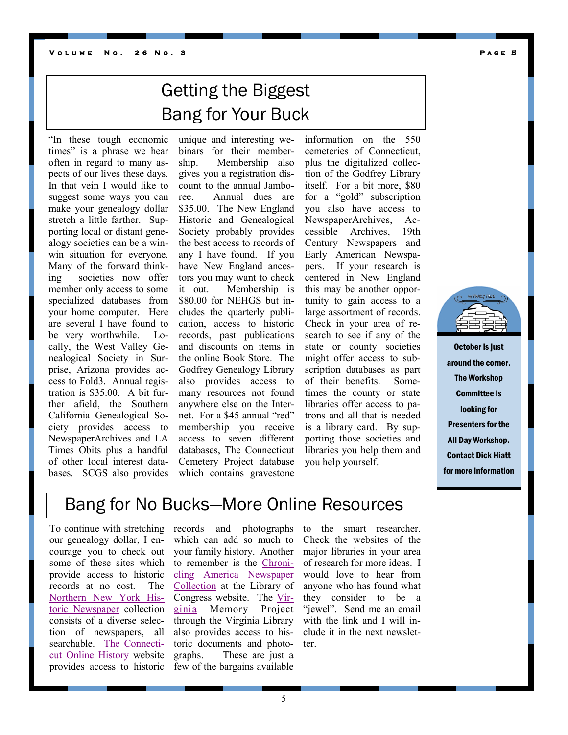# Getting the Biggest Bang for Your Buck

"In these tough economic times" is a phrase we hear often in regard to many aspects of our lives these days. In that vein I would like to suggest some ways you can make your genealogy dollar stretch a little farther. Supporting local or distant genealogy societies can be a win-win situation for everyone. Many of the forward thinking societies now offer member only access to some specialized databases from your home computer. Here are several I have found to be very worthwhile. Locally, the West Valley Genealogical Society in Surprise, Arizona provides access to Fold3. Annual registration is $35.00. A bit further afield, the Southern California Genealogical Society provides access to NewspaperArchives and LA Times Obits plus a handful of other local interest databases. SCGS also provides unique and interesting webinars for their membership. Membership also gives you a registration discount to the annual Jamboree. Annual dues are $35.00. The New England Historic and Genealogical Society probably provides the best access to records of any I have found. If you have New England ancestors you may want to check it out. Membership is $80.00 for NEHGS but includes the quarterly publication, access to historic records, past publications and discounts on items in the online Book Store. The Godfrey Genealogy Library also provides access to many resources not found anywhere else on the Internet. For a $45 annual "red" membership you receive access to seven different databases, The Connecticut Cemetery Project database which contains gravestone information on the 550 cemeteries of Connecticut, plus the digitalized collection of the Godfrey Library itself. For a bit more, $80 for a "gold" subscription you also have access to NewspaperArchives, Accessible Archives, 19th Century Newspapers and Early American Newspapers. If your research is centered in New England this may be another opportunity to gain access to a large assortment of records. Check in your area of research to see if any of the state or county societies might offer access to subscription databases as part of their benefits. Sometimes the county or state libraries offer access to patrons and all that is needed is a library card. By supporting those societies and libraries you help them and you help yourself.

**October is just around the corner. The Workshop Committee is looking for Presenters for the All Day Workshop. Contact Dick Hiatt for more information**

# Bang for No Bucks—More Online Resources

To continue with stretching our genealogy dollar, I encourage you to check out some of these sites which provide access to historic records at no cost. The Northern New York Historic Newspaper collection consists of a diverse selection of newspapers, all searchable. The Connecticut Online History website provides access to historic records and photographs which can add so much to your family history. Another to remember is the Chronicling America Newspaper Collection at the Library of Congress website. The Virginia Memory Project through the Virginia Library also provides access to historic documents and photographs. These are just a few of the bargains available to the smart researcher. Check the websites of the major libraries in your area of research for more ideas. I would love to hear from anyone who has found what they consider to be a "jewel". Send me an email with the link and I will include it in the next newsletter.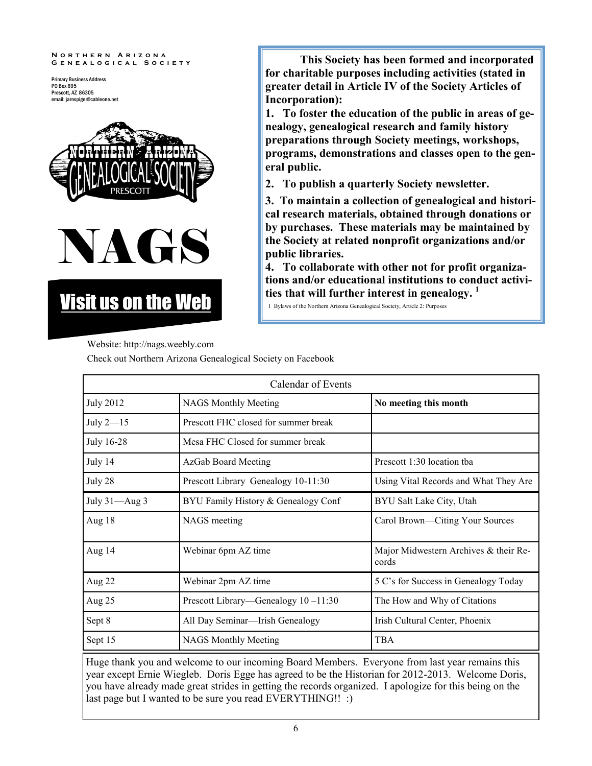Northern Arizona Genealogical Society

Primary Business Address
PO Box 695
Prescott, AZ 86305
email: jamspiger@cableone.net

# NAGS

## Visit us on the Web

**This Society has been formed and incorporated for charitable purposes including activities (stated in greater detail in Article IV of the Society Articles of Incorporation):**

**1. To foster the education of the public in areas of genealogy, genealogical research and family history preparations through Society meetings, workshops, programs, demonstrations and classes open to the general public.**

**2. To publish a quarterly Society newsletter.**

**3. To maintain a collection of genealogical and historical research materials, obtained through donations or by purchases. These materials may be maintained by the Society at related nonprofit organizations and/or public libraries.**

**4. To collaborate with other not for profit organizations and/or educational institutions to conduct activities that will further interest in genealogy.** [1]

[1] Bylaws of the Northern Arizona Genealogical Society, Article 2: Purposes

Website: http://nags.weebly.com

Check out Northern Arizona Genealogical Society on Facebook

| Calendar of Events | | |
|---|---|---|
| July 2012 | NAGS Monthly Meeting | **No meeting this month** |
| July 2—15 | Prescott FHC closed for summer break | |
| July 16-28 | Mesa FHC Closed for summer break | |
| July 14 | AzGab Board Meeting | Prescott 1:30 location tba |
| July 28 | Prescott Library Genealogy 10-11:30 | Using Vital Records and What They Are |
| July 31—Aug 3 | BYU Family History & Genealogy Conf | BYU Salt Lake City, Utah |
| Aug 18 | NAGS meeting | Carol Brown—Citing Your Sources |
| Aug 14 | Webinar 6pm AZ time | Major Midwestern Archives & their Records |
| Aug 22 | Webinar 2pm AZ time | 5 C's for Success in Genealogy Today |
| Aug 25 | Prescott Library—Genealogy 10 –11:30 | The How and Why of Citations |
| Sept 8 | All Day Seminar—Irish Genealogy | Irish Cultural Center, Phoenix |
| Sept 15 | NAGS Monthly Meeting | TBA |

Huge thank you and welcome to our incoming Board Members. Everyone from last year remains this year except Ernie Wiegleb. Doris Egge has agreed to be the Historian for 2012-2013. Welcome Doris, you have already made great strides in getting the records organized. I apologize for this being on the last page but I wanted to be sure you read EVERYTHING!! :)